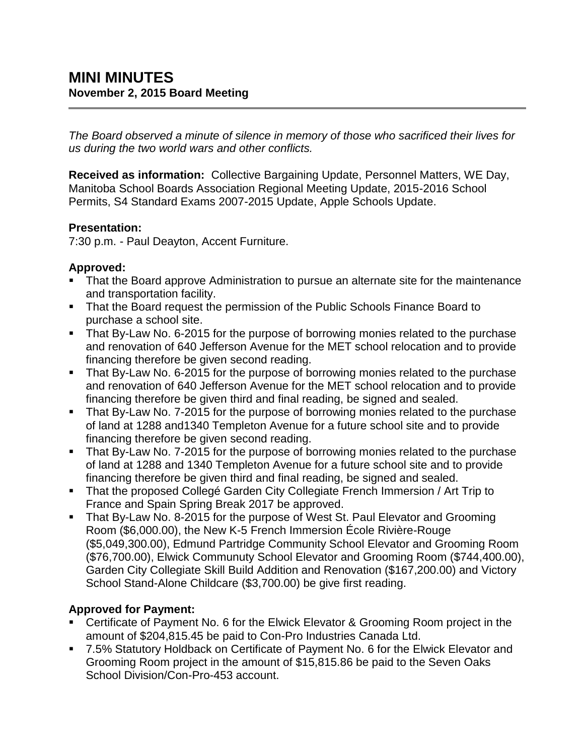# MINI MINUTES
## November 2, 2015 Board Meeting

*The Board observed a minute of silence in memory of those who sacrificed their lives for us during the two world wars and other conflicts.*

**Received as information:** Collective Bargaining Update, Personnel Matters, WE Day, Manitoba School Boards Association Regional Meeting Update, 2015-2016 School Permits, S4 Standard Exams 2007-2015 Update, Apple Schools Update.

**Presentation:**
7:30 p.m. - Paul Deayton, Accent Furniture.

**Approved:**

- That the Board approve Administration to pursue an alternate site for the maintenance and transportation facility.
- That the Board request the permission of the Public Schools Finance Board to purchase a school site.
- That By-Law No. 6-2015 for the purpose of borrowing monies related to the purchase and renovation of 640 Jefferson Avenue for the MET school relocation and to provide financing therefore be given second reading.
- That By-Law No. 6-2015 for the purpose of borrowing monies related to the purchase and renovation of 640 Jefferson Avenue for the MET school relocation and to provide financing therefore be given third and final reading, be signed and sealed.
- That By-Law No. 7-2015 for the purpose of borrowing monies related to the purchase of land at 1288 and1340 Templeton Avenue for a future school site and to provide financing therefore be given second reading.
- That By-Law No. 7-2015 for the purpose of borrowing monies related to the purchase of land at 1288 and 1340 Templeton Avenue for a future school site and to provide financing therefore be given third and final reading, be signed and sealed.
- That the proposed Collegé Garden City Collegiate French Immersion / Art Trip to France and Spain Spring Break 2017 be approved.
- That By-Law No. 8-2015 for the purpose of West St. Paul Elevator and Grooming Room ($6,000.00), the New K-5 French Immersion École Rivière-Rouge ($5,049,300.00), Edmund Partridge Community School Elevator and Grooming Room ($76,700.00), Elwick Communuty School Elevator and Grooming Room ($744,400.00), Garden City Collegiate Skill Build Addition and Renovation ($167,200.00) and Victory School Stand-Alone Childcare ($3,700.00) be give first reading.

**Approved for Payment:**

- Certificate of Payment No. 6 for the Elwick Elevator & Grooming Room project in the amount of $204,815.45 be paid to Con-Pro Industries Canada Ltd.
- 7.5% Statutory Holdback on Certificate of Payment No. 6 for the Elwick Elevator and Grooming Room project in the amount of $15,815.86 be paid to the Seven Oaks School Division/Con-Pro-453 account.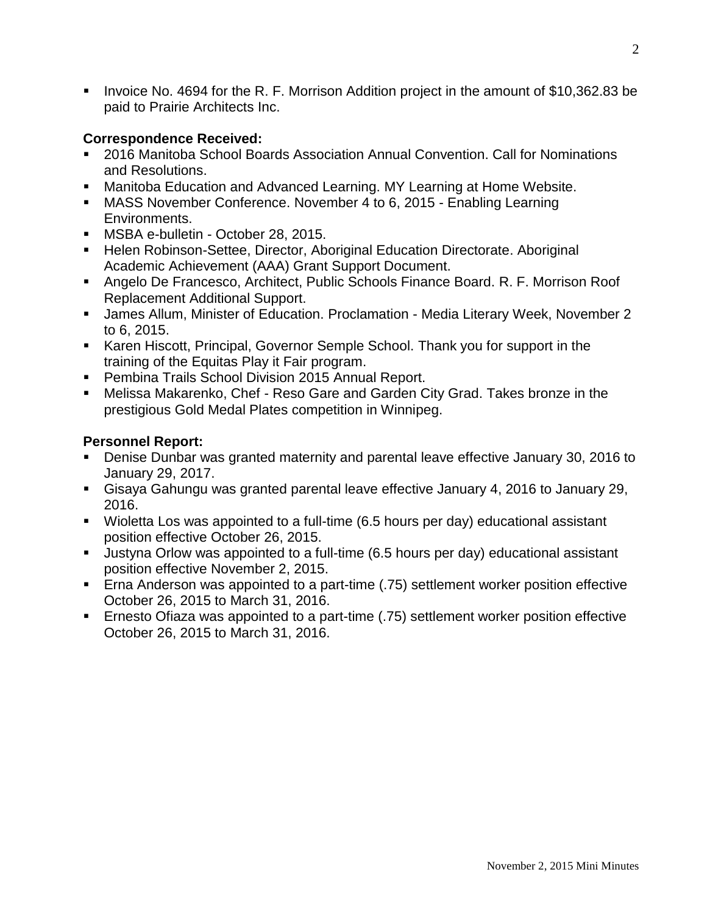- Invoice No. 4694 for the R. F. Morrison Addition project in the amount of $10,362.83 be paid to Prairie Architects Inc.

**Correspondence Received:**

- 2016 Manitoba School Boards Association Annual Convention. Call for Nominations and Resolutions.
- Manitoba Education and Advanced Learning. MY Learning at Home Website.
- MASS November Conference. November 4 to 6, 2015 - Enabling Learning Environments.
- MSBA e-bulletin - October 28, 2015.
- Helen Robinson-Settee, Director, Aboriginal Education Directorate. Aboriginal Academic Achievement (AAA) Grant Support Document.
- Angelo De Francesco, Architect, Public Schools Finance Board. R. F. Morrison Roof Replacement Additional Support.
- James Allum, Minister of Education. Proclamation - Media Literary Week, November 2 to 6, 2015.
- Karen Hiscott, Principal, Governor Semple School. Thank you for support in the training of the Equitas Play it Fair program.
- Pembina Trails School Division 2015 Annual Report.
- Melissa Makarenko, Chef - Reso Gare and Garden City Grad. Takes bronze in the prestigious Gold Medal Plates competition in Winnipeg.

**Personnel Report:**

- Denise Dunbar was granted maternity and parental leave effective January 30, 2016 to January 29, 2017.
- Gisaya Gahungu was granted parental leave effective January 4, 2016 to January 29, 2016.
- Wioletta Los was appointed to a full-time (6.5 hours per day) educational assistant position effective October 26, 2015.
- Justyna Orlow was appointed to a full-time (6.5 hours per day) educational assistant position effective November 2, 2015.
- Erna Anderson was appointed to a part-time (.75) settlement worker position effective October 26, 2015 to March 31, 2016.
- Ernesto Ofiaza was appointed to a part-time (.75) settlement worker position effective October 26, 2015 to March 31, 2016.